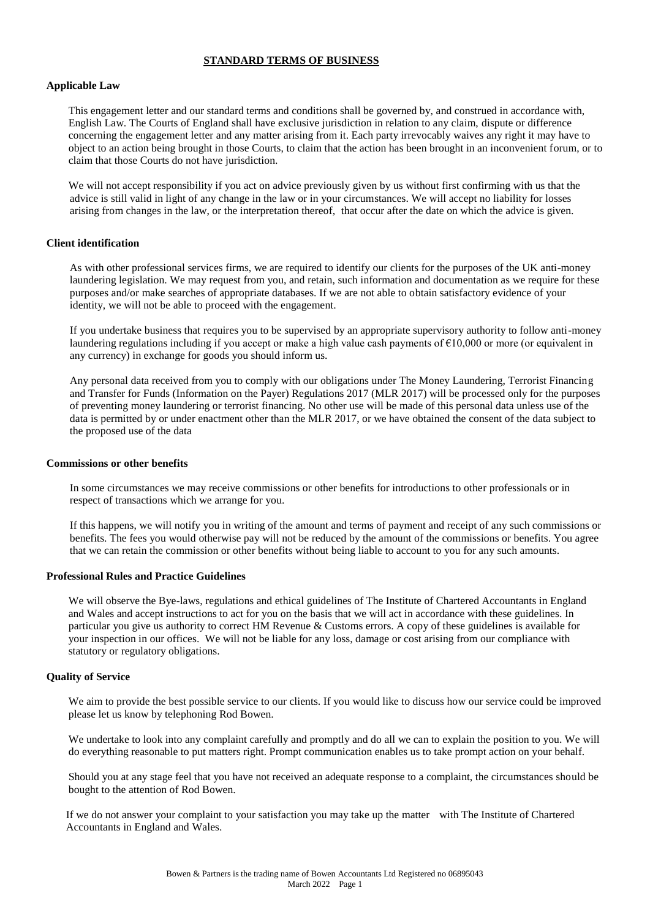# STANDARD TERMS OF BUSINESS

## Applicable Law

This engagement letter and our standard terms and conditions shall be governed by, and construed in accordance with, English Law. The Courts of England shall have exclusive jurisdiction in relation to any claim, dispute or difference concerning the engagement letter and any matter arising from it. Each party irrevocably waives any right it may have to object to an action being brought in those Courts, to claim that the action has been brought in an inconvenient forum, or to claim that those Courts do not have jurisdiction.

We will not accept responsibility if you act on advice previously given by us without first confirming with us that the advice is still valid in light of any change in the law or in your circumstances. We will accept no liability for losses arising from changes in the law, or the interpretation thereof, that occur after the date on which the advice is given.

## Client identification

As with other professional services firms, we are required to identify our clients for the purposes of the UK anti-money laundering legislation. We may request from you, and retain, such information and documentation as we require for these purposes and/or make searches of appropriate databases. If we are not able to obtain satisfactory evidence of your identity, we will not be able to proceed with the engagement.

If you undertake business that requires you to be supervised by an appropriate supervisory authority to follow anti-money laundering regulations including if you accept or make a high value cash payments of €10,000 or more (or equivalent in any currency) in exchange for goods you should inform us.

Any personal data received from you to comply with our obligations under The Money Laundering, Terrorist Financing and Transfer for Funds (Information on the Payer) Regulations 2017 (MLR 2017) will be processed only for the purposes of preventing money laundering or terrorist financing. No other use will be made of this personal data unless use of the data is permitted by or under enactment other than the MLR 2017, or we have obtained the consent of the data subject to the proposed use of the data

## Commissions or other benefits

In some circumstances we may receive commissions or other benefits for introductions to other professionals or in respect of transactions which we arrange for you.

If this happens, we will notify you in writing of the amount and terms of payment and receipt of any such commissions or benefits. The fees you would otherwise pay will not be reduced by the amount of the commissions or benefits. You agree that we can retain the commission or other benefits without being liable to account to you for any such amounts.

## Professional Rules and Practice Guidelines

We will observe the Bye-laws, regulations and ethical guidelines of The Institute of Chartered Accountants in England and Wales and accept instructions to act for you on the basis that we will act in accordance with these guidelines. In particular you give us authority to correct HM Revenue & Customs errors. A copy of these guidelines is available for your inspection in our offices. We will not be liable for any loss, damage or cost arising from our compliance with statutory or regulatory obligations.

## Quality of Service

We aim to provide the best possible service to our clients. If you would like to discuss how our service could be improved please let us know by telephoning Rod Bowen.

We undertake to look into any complaint carefully and promptly and do all we can to explain the position to you. We will do everything reasonable to put matters right. Prompt communication enables us to take prompt action on your behalf.

Should you at any stage feel that you have not received an adequate response to a complaint, the circumstances should be bought to the attention of Rod Bowen.

If we do not answer your complaint to your satisfaction you may take up the matter with The Institute of Chartered Accountants in England and Wales.

Bowen & Partners is the trading name of Bowen Accountants Ltd Registered no 06895043
March 2022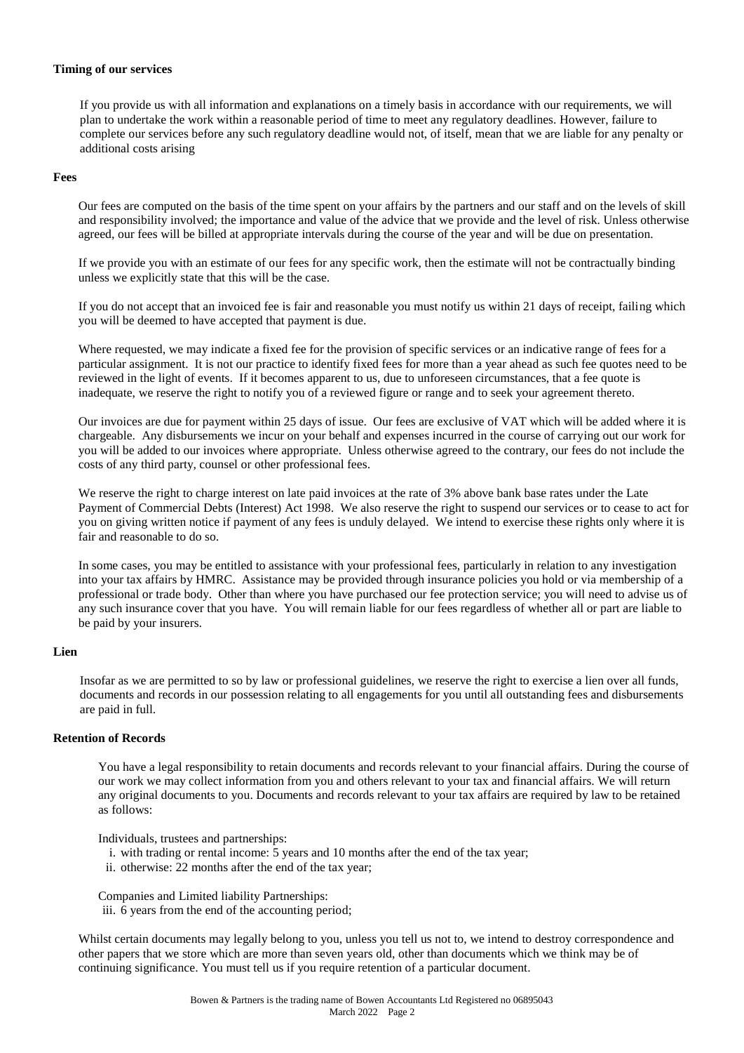**Timing of our services**

If you provide us with all information and explanations on a timely basis in accordance with our requirements, we will plan to undertake the work within a reasonable period of time to meet any regulatory deadlines. However, failure to complete our services before any such regulatory deadline would not, of itself, mean that we are liable for any penalty or additional costs arising

**Fees**

Our fees are computed on the basis of the time spent on your affairs by the partners and our staff and on the levels of skill and responsibility involved; the importance and value of the advice that we provide and the level of risk. Unless otherwise agreed, our fees will be billed at appropriate intervals during the course of the year and will be due on presentation.

If we provide you with an estimate of our fees for any specific work, then the estimate will not be contractually binding unless we explicitly state that this will be the case.

If you do not accept that an invoiced fee is fair and reasonable you must notify us within 21 days of receipt, failing which you will be deemed to have accepted that payment is due.

Where requested, we may indicate a fixed fee for the provision of specific services or an indicative range of fees for a particular assignment. It is not our practice to identify fixed fees for more than a year ahead as such fee quotes need to be reviewed in the light of events. If it becomes apparent to us, due to unforeseen circumstances, that a fee quote is inadequate, we reserve the right to notify you of a reviewed figure or range and to seek your agreement thereto.

Our invoices are due for payment within 25 days of issue. Our fees are exclusive of VAT which will be added where it is chargeable. Any disbursements we incur on your behalf and expenses incurred in the course of carrying out our work for you will be added to our invoices where appropriate. Unless otherwise agreed to the contrary, our fees do not include the costs of any third party, counsel or other professional fees.

We reserve the right to charge interest on late paid invoices at the rate of 3% above bank base rates under the Late Payment of Commercial Debts (Interest) Act 1998. We also reserve the right to suspend our services or to cease to act for you on giving written notice if payment of any fees is unduly delayed. We intend to exercise these rights only where it is fair and reasonable to do so.

In some cases, you may be entitled to assistance with your professional fees, particularly in relation to any investigation into your tax affairs by HMRC. Assistance may be provided through insurance policies you hold or via membership of a professional or trade body. Other than where you have purchased our fee protection service; you will need to advise us of any such insurance cover that you have. You will remain liable for our fees regardless of whether all or part are liable to be paid by your insurers.

**Lien**

Insofar as we are permitted to so by law or professional guidelines, we reserve the right to exercise a lien over all funds, documents and records in our possession relating to all engagements for you until all outstanding fees and disbursements are paid in full.

**Retention of Records**

You have a legal responsibility to retain documents and records relevant to your financial affairs. During the course of our work we may collect information from you and others relevant to your tax and financial affairs. We will return any original documents to you. Documents and records relevant to your tax affairs are required by law to be retained as follows:

Individuals, trustees and partnerships:

i. with trading or rental income: 5 years and 10 months after the end of the tax year;
ii. otherwise: 22 months after the end of the tax year;

Companies and Limited liability Partnerships:

iii. 6 years from the end of the accounting period;

Whilst certain documents may legally belong to you, unless you tell us not to, we intend to destroy correspondence and other papers that we store which are more than seven years old, other than documents which we think may be of continuing significance. You must tell us if you require retention of a particular document.

Bowen & Partners is the trading name of Bowen Accountants Ltd Registered no 06895043
March 2022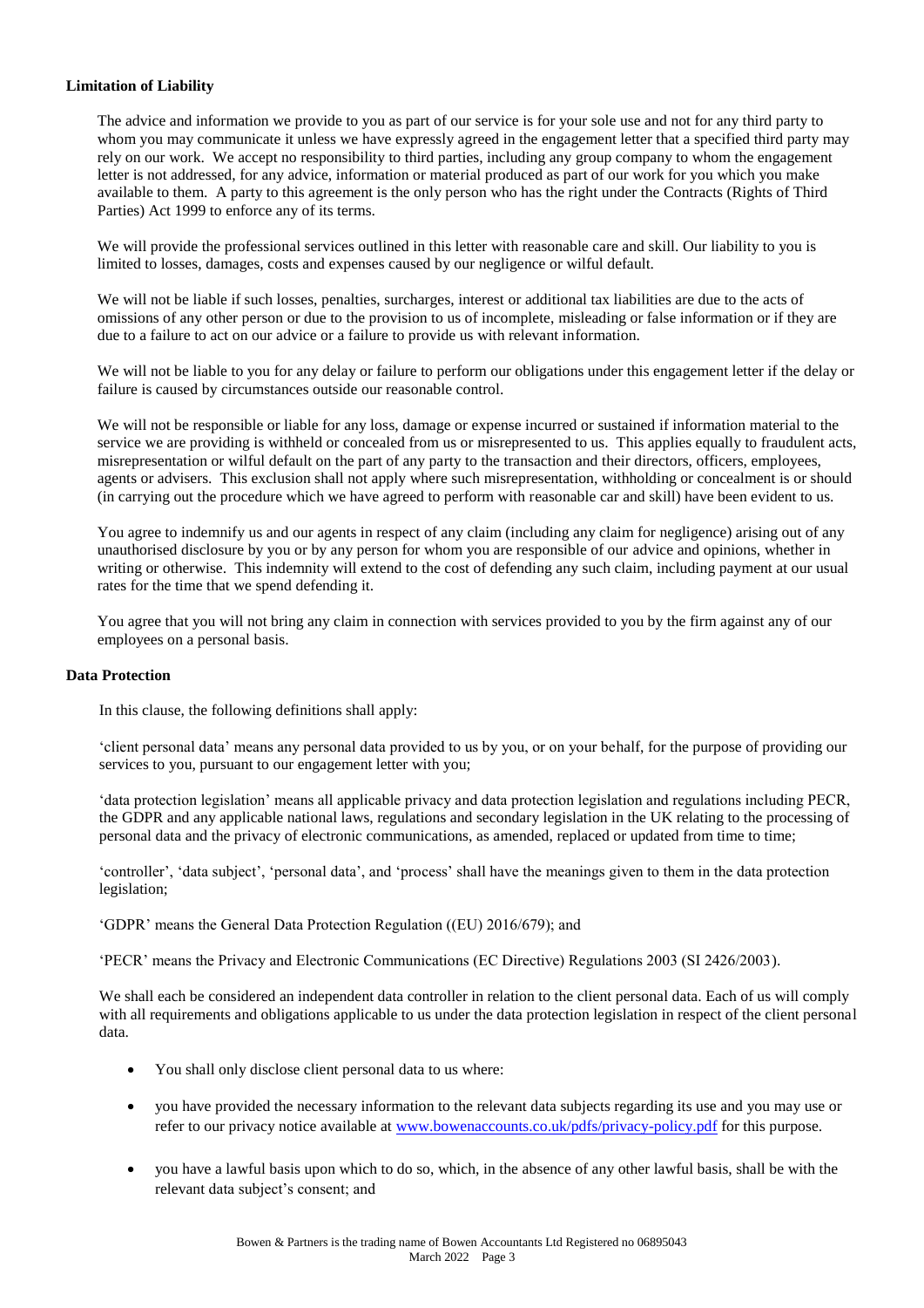**Limitation of Liability**

The advice and information we provide to you as part of our service is for your sole use and not for any third party to whom you may communicate it unless we have expressly agreed in the engagement letter that a specified third party may rely on our work. We accept no responsibility to third parties, including any group company to whom the engagement letter is not addressed, for any advice, information or material produced as part of our work for you which you make available to them. A party to this agreement is the only person who has the right under the Contracts (Rights of Third Parties) Act 1999 to enforce any of its terms.

We will provide the professional services outlined in this letter with reasonable care and skill. Our liability to you is limited to losses, damages, costs and expenses caused by our negligence or wilful default.

We will not be liable if such losses, penalties, surcharges, interest or additional tax liabilities are due to the acts of omissions of any other person or due to the provision to us of incomplete, misleading or false information or if they are due to a failure to act on our advice or a failure to provide us with relevant information.

We will not be liable to you for any delay or failure to perform our obligations under this engagement letter if the delay or failure is caused by circumstances outside our reasonable control.

We will not be responsible or liable for any loss, damage or expense incurred or sustained if information material to the service we are providing is withheld or concealed from us or misrepresented to us. This applies equally to fraudulent acts, misrepresentation or wilful default on the part of any party to the transaction and their directors, officers, employees, agents or advisers. This exclusion shall not apply where such misrepresentation, withholding or concealment is or should (in carrying out the procedure which we have agreed to perform with reasonable car and skill) have been evident to us.

You agree to indemnify us and our agents in respect of any claim (including any claim for negligence) arising out of any unauthorised disclosure by you or by any person for whom you are responsible of our advice and opinions, whether in writing or otherwise. This indemnity will extend to the cost of defending any such claim, including payment at our usual rates for the time that we spend defending it.

You agree that you will not bring any claim in connection with services provided to you by the firm against any of our employees on a personal basis.

**Data Protection**

In this clause, the following definitions shall apply:

'client personal data' means any personal data provided to us by you, or on your behalf, for the purpose of providing our services to you, pursuant to our engagement letter with you;

'data protection legislation' means all applicable privacy and data protection legislation and regulations including PECR, the GDPR and any applicable national laws, regulations and secondary legislation in the UK relating to the processing of personal data and the privacy of electronic communications, as amended, replaced or updated from time to time;

'controller', 'data subject', 'personal data', and 'process' shall have the meanings given to them in the data protection legislation;

'GDPR' means the General Data Protection Regulation ((EU) 2016/679); and

'PECR' means the Privacy and Electronic Communications (EC Directive) Regulations 2003 (SI 2426/2003).

We shall each be considered an independent data controller in relation to the client personal data. Each of us will comply with all requirements and obligations applicable to us under the data protection legislation in respect of the client personal data.

- You shall only disclose client personal data to us where:
- you have provided the necessary information to the relevant data subjects regarding its use and you may use or refer to our privacy notice available at www.bowenaccounts.co.uk/pdfs/privacy-policy.pdf for this purpose.
- you have a lawful basis upon which to do so, which, in the absence of any other lawful basis, shall be with the relevant data subject's consent; and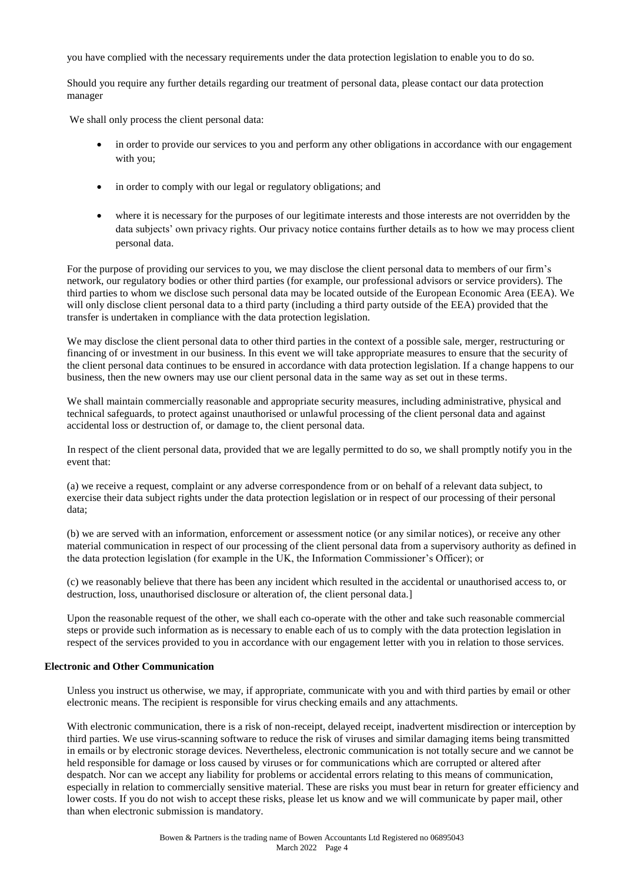you have complied with the necessary requirements under the data protection legislation to enable you to do so.

Should you require any further details regarding our treatment of personal data, please contact our data protection manager

We shall only process the client personal data:

- in order to provide our services to you and perform any other obligations in accordance with our engagement with you;
- in order to comply with our legal or regulatory obligations; and
- where it is necessary for the purposes of our legitimate interests and those interests are not overridden by the data subjects' own privacy rights. Our privacy notice contains further details as to how we may process client personal data.

For the purpose of providing our services to you, we may disclose the client personal data to members of our firm's network, our regulatory bodies or other third parties (for example, our professional advisors or service providers). The third parties to whom we disclose such personal data may be located outside of the European Economic Area (EEA). We will only disclose client personal data to a third party (including a third party outside of the EEA) provided that the transfer is undertaken in compliance with the data protection legislation.

We may disclose the client personal data to other third parties in the context of a possible sale, merger, restructuring or financing of or investment in our business. In this event we will take appropriate measures to ensure that the security of the client personal data continues to be ensured in accordance with data protection legislation. If a change happens to our business, then the new owners may use our client personal data in the same way as set out in these terms.

We shall maintain commercially reasonable and appropriate security measures, including administrative, physical and technical safeguards, to protect against unauthorised or unlawful processing of the client personal data and against accidental loss or destruction of, or damage to, the client personal data.

In respect of the client personal data, provided that we are legally permitted to do so, we shall promptly notify you in the event that:

(a) we receive a request, complaint or any adverse correspondence from or on behalf of a relevant data subject, to exercise their data subject rights under the data protection legislation or in respect of our processing of their personal data;

(b) we are served with an information, enforcement or assessment notice (or any similar notices), or receive any other material communication in respect of our processing of the client personal data from a supervisory authority as defined in the data protection legislation (for example in the UK, the Information Commissioner's Officer); or

(c) we reasonably believe that there has been any incident which resulted in the accidental or unauthorised access to, or destruction, loss, unauthorised disclosure or alteration of, the client personal data.]

Upon the reasonable request of the other, we shall each co-operate with the other and take such reasonable commercial steps or provide such information as is necessary to enable each of us to comply with the data protection legislation in respect of the services provided to you in accordance with our engagement letter with you in relation to those services.

**Electronic and Other Communication**

Unless you instruct us otherwise, we may, if appropriate, communicate with you and with third parties by email or other electronic means. The recipient is responsible for virus checking emails and any attachments.

With electronic communication, there is a risk of non-receipt, delayed receipt, inadvertent misdirection or interception by third parties. We use virus-scanning software to reduce the risk of viruses and similar damaging items being transmitted in emails or by electronic storage devices. Nevertheless, electronic communication is not totally secure and we cannot be held responsible for damage or loss caused by viruses or for communications which are corrupted or altered after despatch. Nor can we accept any liability for problems or accidental errors relating to this means of communication, especially in relation to commercially sensitive material. These are risks you must bear in return for greater efficiency and lower costs. If you do not wish to accept these risks, please let us know and we will communicate by paper mail, other than when electronic submission is mandatory.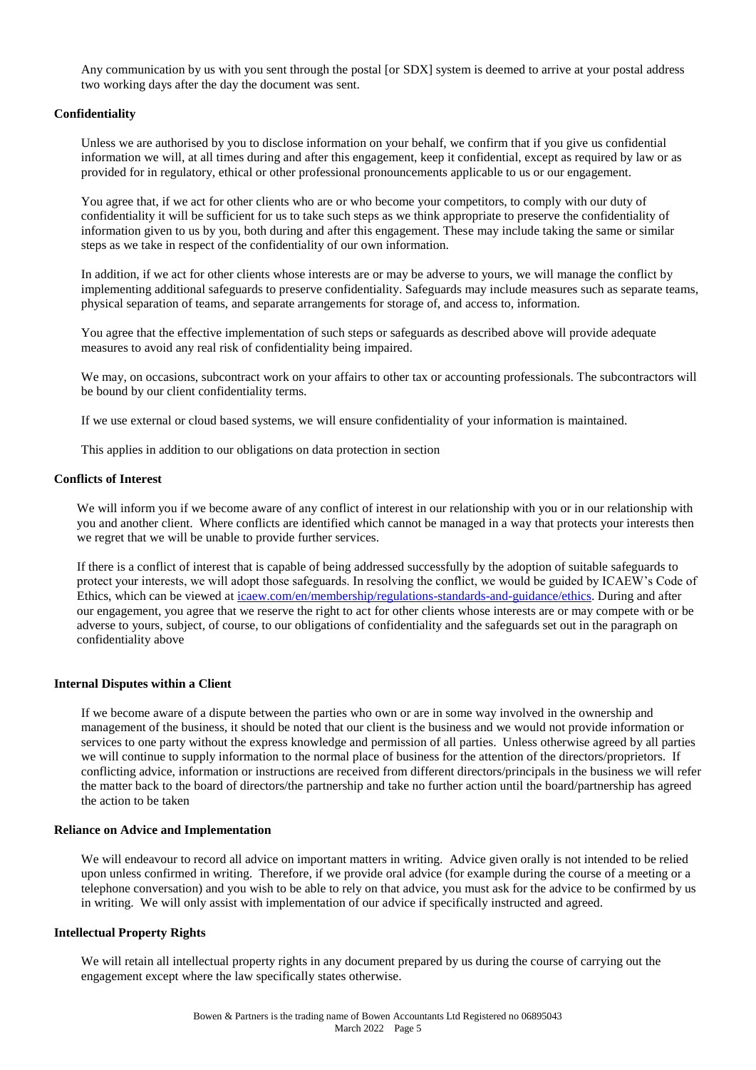Any communication by us with you sent through the postal [or SDX] system is deemed to arrive at your postal address two working days after the day the document was sent.

**Confidentiality**

Unless we are authorised by you to disclose information on your behalf, we confirm that if you give us confidential information we will, at all times during and after this engagement, keep it confidential, except as required by law or as provided for in regulatory, ethical or other professional pronouncements applicable to us or our engagement.

You agree that, if we act for other clients who are or who become your competitors, to comply with our duty of confidentiality it will be sufficient for us to take such steps as we think appropriate to preserve the confidentiality of information given to us by you, both during and after this engagement. These may include taking the same or similar steps as we take in respect of the confidentiality of our own information.

In addition, if we act for other clients whose interests are or may be adverse to yours, we will manage the conflict by implementing additional safeguards to preserve confidentiality. Safeguards may include measures such as separate teams, physical separation of teams, and separate arrangements for storage of, and access to, information.

You agree that the effective implementation of such steps or safeguards as described above will provide adequate measures to avoid any real risk of confidentiality being impaired.

We may, on occasions, subcontract work on your affairs to other tax or accounting professionals. The subcontractors will be bound by our client confidentiality terms.

If we use external or cloud based systems, we will ensure confidentiality of your information is maintained.

This applies in addition to our obligations on data protection in section

**Conflicts of Interest**

We will inform you if we become aware of any conflict of interest in our relationship with you or in our relationship with you and another client. Where conflicts are identified which cannot be managed in a way that protects your interests then we regret that we will be unable to provide further services.

If there is a conflict of interest that is capable of being addressed successfully by the adoption of suitable safeguards to protect your interests, we will adopt those safeguards. In resolving the conflict, we would be guided by ICAEW's Code of Ethics, which can be viewed at icaew.com/en/membership/regulations-standards-and-guidance/ethics. During and after our engagement, you agree that we reserve the right to act for other clients whose interests are or may compete with or be adverse to yours, subject, of course, to our obligations of confidentiality and the safeguards set out in the paragraph on confidentiality above

**Internal Disputes within a Client**

If we become aware of a dispute between the parties who own or are in some way involved in the ownership and management of the business, it should be noted that our client is the business and we would not provide information or services to one party without the express knowledge and permission of all parties. Unless otherwise agreed by all parties we will continue to supply information to the normal place of business for the attention of the directors/proprietors. If conflicting advice, information or instructions are received from different directors/principals in the business we will refer the matter back to the board of directors/the partnership and take no further action until the board/partnership has agreed the action to be taken

**Reliance on Advice and Implementation**

We will endeavour to record all advice on important matters in writing. Advice given orally is not intended to be relied upon unless confirmed in writing. Therefore, if we provide oral advice (for example during the course of a meeting or a telephone conversation) and you wish to be able to rely on that advice, you must ask for the advice to be confirmed by us in writing. We will only assist with implementation of our advice if specifically instructed and agreed.

**Intellectual Property Rights**

We will retain all intellectual property rights in any document prepared by us during the course of carrying out the engagement except where the law specifically states otherwise.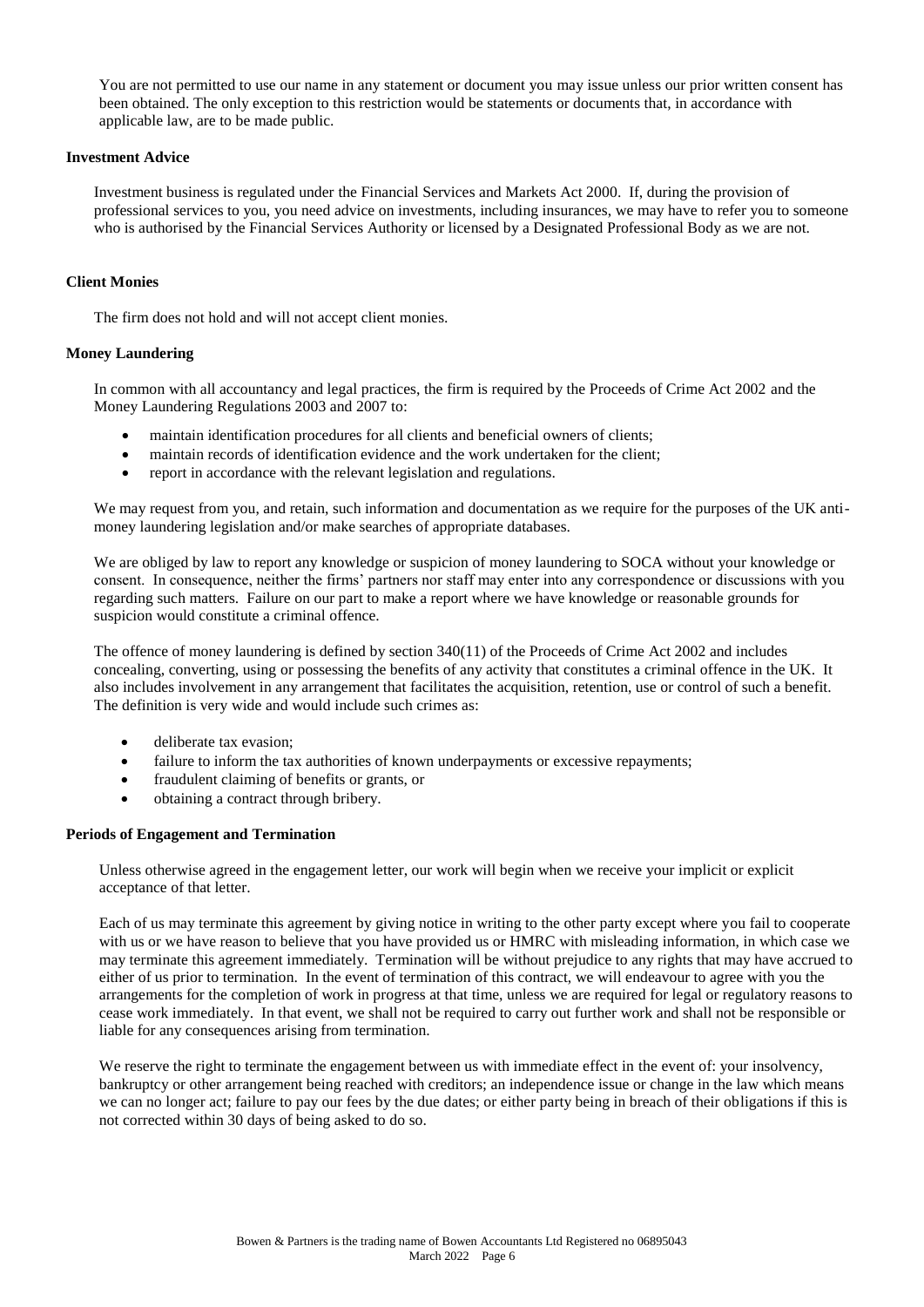You are not permitted to use our name in any statement or document you may issue unless our prior written consent has been obtained. The only exception to this restriction would be statements or documents that, in accordance with applicable law, are to be made public.

**Investment Advice**

Investment business is regulated under the Financial Services and Markets Act 2000. If, during the provision of professional services to you, you need advice on investments, including insurances, we may have to refer you to someone who is authorised by the Financial Services Authority or licensed by a Designated Professional Body as we are not.

**Client Monies**

The firm does not hold and will not accept client monies.

**Money Laundering**

In common with all accountancy and legal practices, the firm is required by the Proceeds of Crime Act 2002 and the Money Laundering Regulations 2003 and 2007 to:

- maintain identification procedures for all clients and beneficial owners of clients;
- maintain records of identification evidence and the work undertaken for the client;
- report in accordance with the relevant legislation and regulations.

We may request from you, and retain, such information and documentation as we require for the purposes of the UK anti-money laundering legislation and/or make searches of appropriate databases.

We are obliged by law to report any knowledge or suspicion of money laundering to SOCA without your knowledge or consent. In consequence, neither the firms' partners nor staff may enter into any correspondence or discussions with you regarding such matters. Failure on our part to make a report where we have knowledge or reasonable grounds for suspicion would constitute a criminal offence.

The offence of money laundering is defined by section 340(11) of the Proceeds of Crime Act 2002 and includes concealing, converting, using or possessing the benefits of any activity that constitutes a criminal offence in the UK. It also includes involvement in any arrangement that facilitates the acquisition, retention, use or control of such a benefit. The definition is very wide and would include such crimes as:

- deliberate tax evasion;
- failure to inform the tax authorities of known underpayments or excessive repayments;
- fraudulent claiming of benefits or grants, or
- obtaining a contract through bribery.

**Periods of Engagement and Termination**

Unless otherwise agreed in the engagement letter, our work will begin when we receive your implicit or explicit acceptance of that letter.

Each of us may terminate this agreement by giving notice in writing to the other party except where you fail to cooperate with us or we have reason to believe that you have provided us or HMRC with misleading information, in which case we may terminate this agreement immediately. Termination will be without prejudice to any rights that may have accrued to either of us prior to termination. In the event of termination of this contract, we will endeavour to agree with you the arrangements for the completion of work in progress at that time, unless we are required for legal or regulatory reasons to cease work immediately. In that event, we shall not be required to carry out further work and shall not be responsible or liable for any consequences arising from termination.

We reserve the right to terminate the engagement between us with immediate effect in the event of: your insolvency, bankruptcy or other arrangement being reached with creditors; an independence issue or change in the law which means we can no longer act; failure to pay our fees by the due dates; or either party being in breach of their obligations if this is not corrected within 30 days of being asked to do so.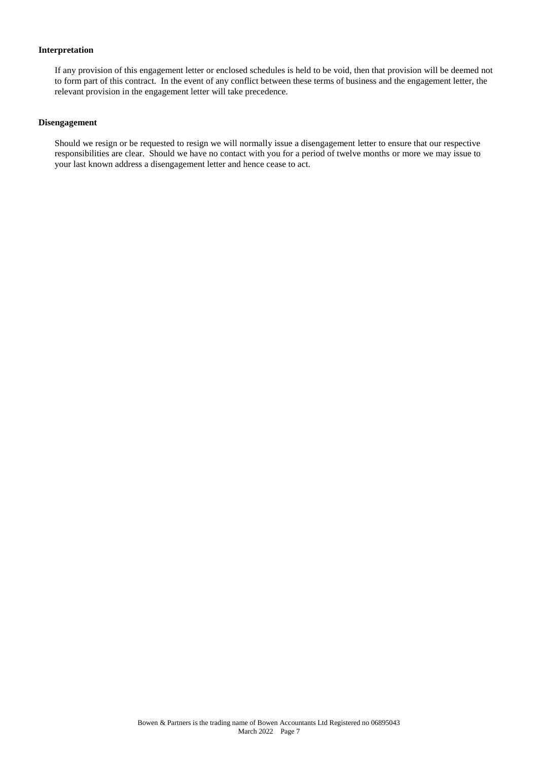**Interpretation**

If any provision of this engagement letter or enclosed schedules is held to be void, then that provision will be deemed not to form part of this contract. In the event of any conflict between these terms of business and the engagement letter, the relevant provision in the engagement letter will take precedence.

**Disengagement**

Should we resign or be requested to resign we will normally issue a disengagement letter to ensure that our respective responsibilities are clear. Should we have no contact with you for a period of twelve months or more we may issue to your last known address a disengagement letter and hence cease to act.